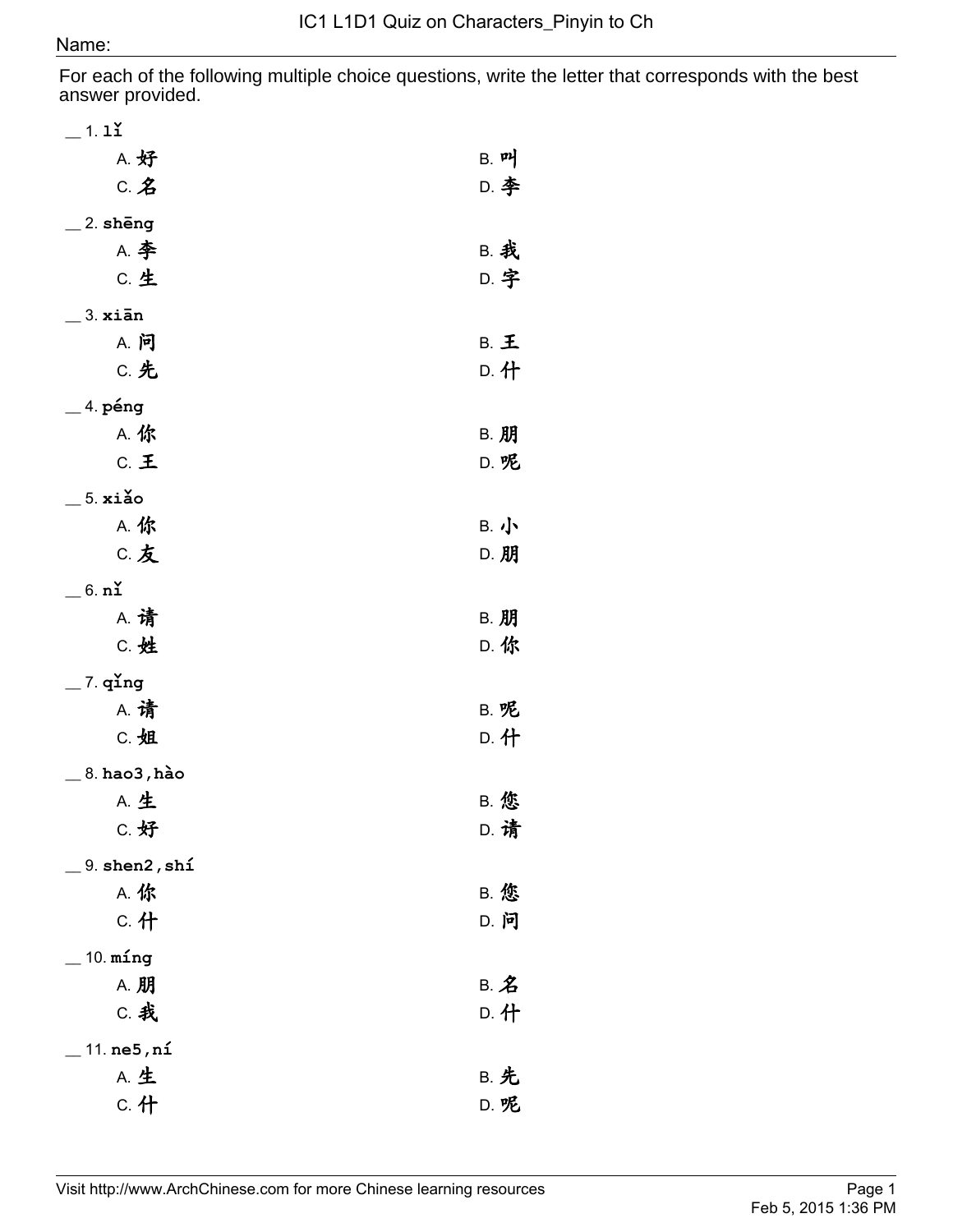# IC1 L1D1 Quiz on Characters_Pinyin to Ch

Name:

For each of the following multiple choice questions, write the letter that corresponds with the best answer provided.

__ 1. **lǐ**

A. 好　　B. 叫
C. 名　　D. 李

__ 2. **shēng**

A. 李　　B. 我
C. 生　　D. 字

__ 3. **xiān**

A. 问　　B. 王
C. 先　　D. 什

__ 4. **péng**

A. 你　　B. 朋
C. 王　　D. 呢

__ 5. **xiǎo**

A. 你　　B. 小
C. 友　　D. 朋

__ 6. **nǐ**

A. 请　　B. 朋
C. 姓　　D. 你

__ 7. **qǐng**

A. 请　　B. 呢
C. 姐　　D. 什

__ 8. **hao3,hào**

A. 生　　B. 您
C. 好　　D. 请

__ 9. **shen2,shí**

A. 你　　B. 您
C. 什　　D. 问

__ 10. **míng**

A. 朋　　B. 名
C. 我　　D. 什

__ 11. **ne5,ní**

A. 生　　B. 先
C. 什　　D. 呢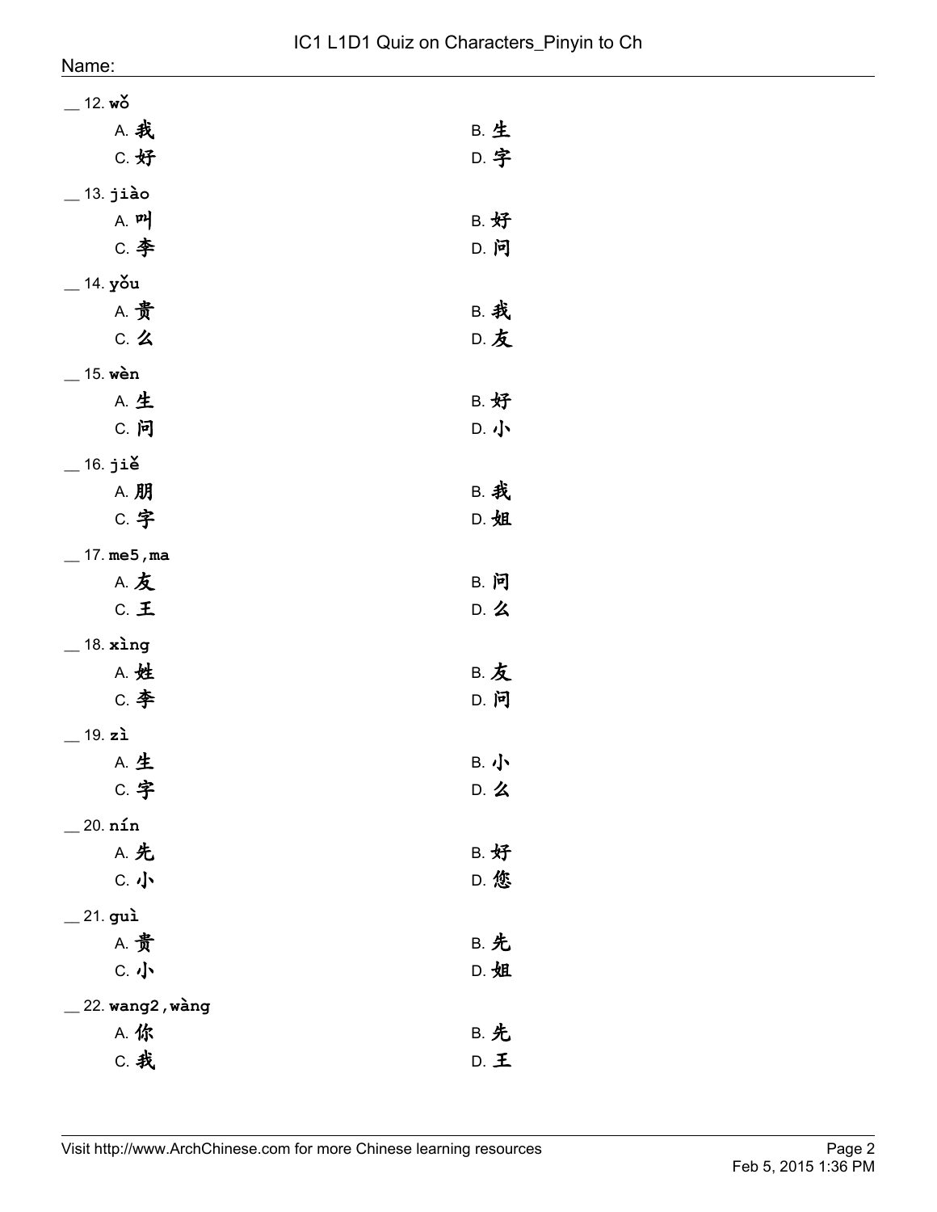Name:

__ 12. wǒ

A. 我  B. 生
C. 好  D. 字

__ 13. jiào

A. 叫  B. 好
C. 李  D. 问

__ 14. yǒu

A. 贵  B. 我
C. 么  D. 友

__ 15. wèn

A. 生  B. 好
C. 问  D. 小

__ 16. jiě

A. 朋  B. 我
C. 字  D. 姐

__ 17. me5,ma

A. 友  B. 问
C. 王  D. 么

__ 18. xìng

A. 姓  B. 友
C. 李  D. 问

__ 19. zì

A. 生  B. 小
C. 字  D. 么

__ 20. nín

A. 先  B. 好
C. 小  D. 您

__ 21. guì

A. 贵  B. 先
C. 小  D. 姐

__ 22. wang2,wàng

A. 你  B. 先
C. 我  D. 王